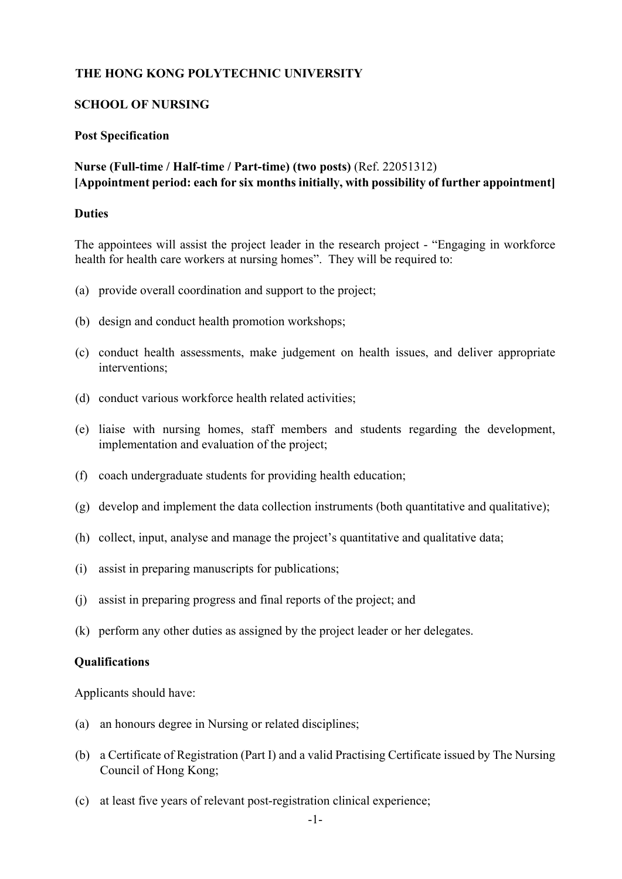**THE HONG KONG POLYTECHNIC UNIVERSITY**

**SCHOOL OF NURSING**

**Post Specification**

**Nurse (Full-time / Half-time / Part-time) (two posts)** (Ref. 22051312)
**[Appointment period: each for six months initially, with possibility of further appointment]**

**Duties**

The appointees will assist the project leader in the research project - "Engaging in workforce health for health care workers at nursing homes". They will be required to:

(a) provide overall coordination and support to the project;

(b) design and conduct health promotion workshops;

(c) conduct health assessments, make judgement on health issues, and deliver appropriate interventions;

(d) conduct various workforce health related activities;

(e) liaise with nursing homes, staff members and students regarding the development, implementation and evaluation of the project;

(f) coach undergraduate students for providing health education;

(g) develop and implement the data collection instruments (both quantitative and qualitative);

(h) collect, input, analyse and manage the project's quantitative and qualitative data;

(i) assist in preparing manuscripts for publications;

(j) assist in preparing progress and final reports of the project; and

(k) perform any other duties as assigned by the project leader or her delegates.

**Qualifications**

Applicants should have:

(a) an honours degree in Nursing or related disciplines;

(b) a Certificate of Registration (Part I) and a valid Practising Certificate issued by The Nursing Council of Hong Kong;

(c) at least five years of relevant post-registration clinical experience;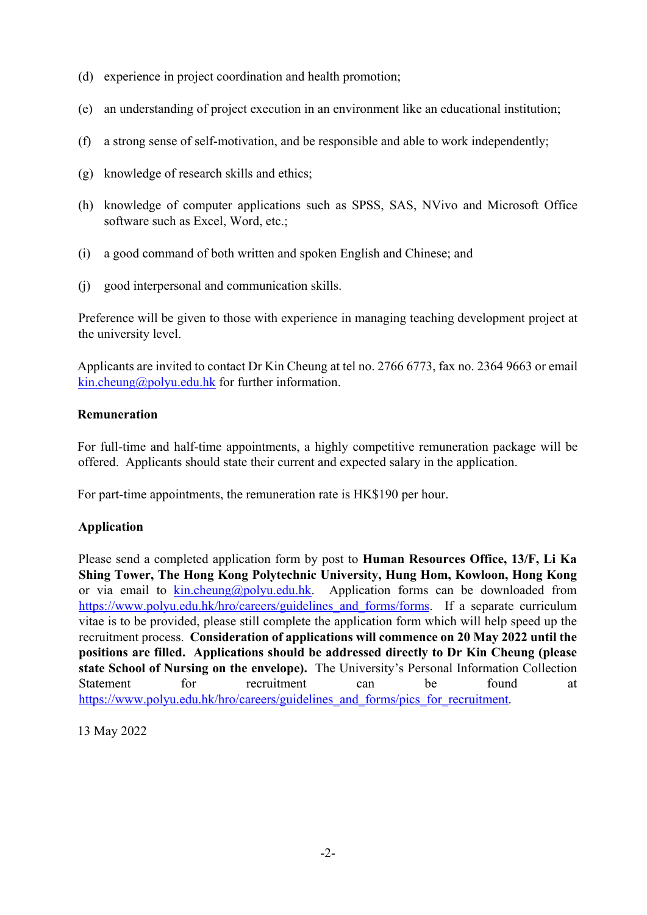(d) experience in project coordination and health promotion;

(e) an understanding of project execution in an environment like an educational institution;

(f) a strong sense of self-motivation, and be responsible and able to work independently;

(g) knowledge of research skills and ethics;

(h) knowledge of computer applications such as SPSS, SAS, NVivo and Microsoft Office software such as Excel, Word, etc.;

(i) a good command of both written and spoken English and Chinese; and

(j) good interpersonal and communication skills.

Preference will be given to those with experience in managing teaching development project at the university level.

Applicants are invited to contact Dr Kin Cheung at tel no. 2766 6773, fax no. 2364 9663 or email kin.cheung@polyu.edu.hk for further information.

**Remuneration**

For full-time and half-time appointments, a highly competitive remuneration package will be offered. Applicants should state their current and expected salary in the application.

For part-time appointments, the remuneration rate is HK$190 per hour.

**Application**

Please send a completed application form by post to **Human Resources Office, 13/F, Li Ka Shing Tower, The Hong Kong Polytechnic University, Hung Hom, Kowloon, Hong Kong** or via email to kin.cheung@polyu.edu.hk. Application forms can be downloaded from https://www.polyu.edu.hk/hro/careers/guidelines_and_forms/forms. If a separate curriculum vitae is to be provided, please still complete the application form which will help speed up the recruitment process. **Consideration of applications will commence on 20 May 2022 until the positions are filled. Applications should be addressed directly to Dr Kin Cheung (please state School of Nursing on the envelope).** The University's Personal Information Collection Statement for recruitment can be found at https://www.polyu.edu.hk/hro/careers/guidelines_and_forms/pics_for_recruitment.

13 May 2022